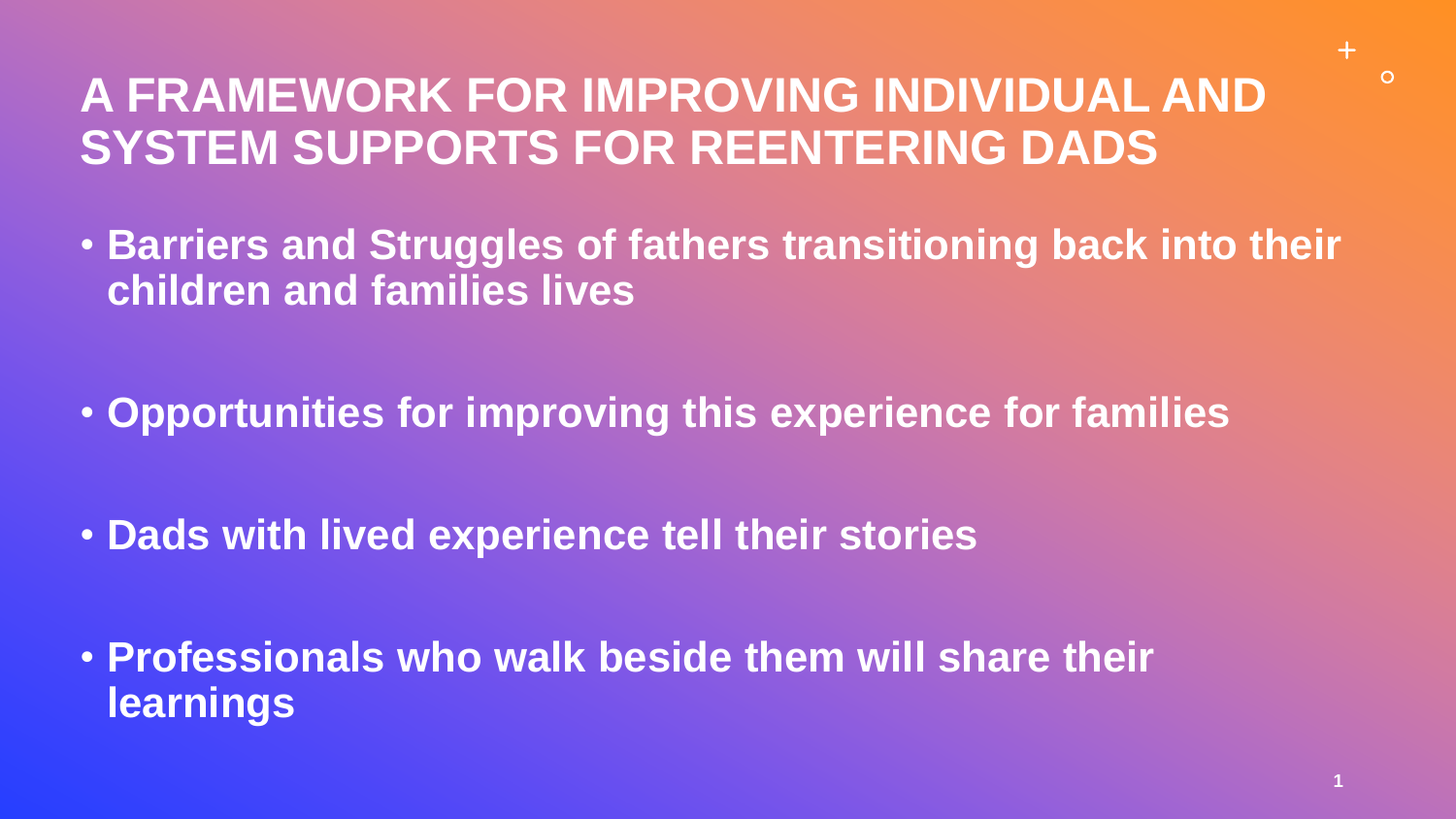# A FRAMEWORK FOR IMPROVING INDIVIDUAL AND SYSTEM SUPPORTS FOR REENTERING DADS

- **Barriers and Struggles of fathers transitioning back into their children and families lives**
- **Opportunities for improving this experience for families**
- **Dads with lived experience tell their stories**
- **Professionals who walk beside them will share their learnings**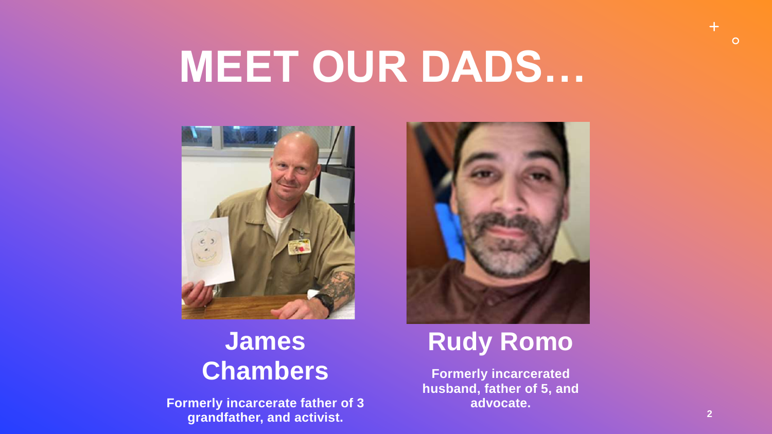# MEET OUR DADS…

## James Chambers

**Formerly incarcerate father of 3 grandfather, and activist.**

## Rudy Romo

**Formerly incarcerated husband, father of 5, and advocate.**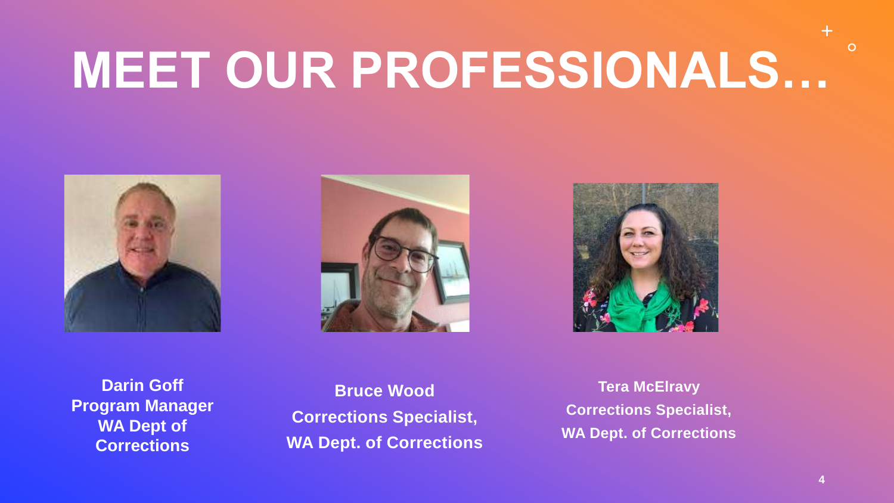# MEET OUR PROFESSIONALS…

**Darin Goff**
**Program Manager**
**WA Dept of Corrections**

**Bruce Wood**
**Corrections Specialist,**
**WA Dept. of Corrections**

**Tera McElravy**
**Corrections Specialist,**
**WA Dept. of Corrections**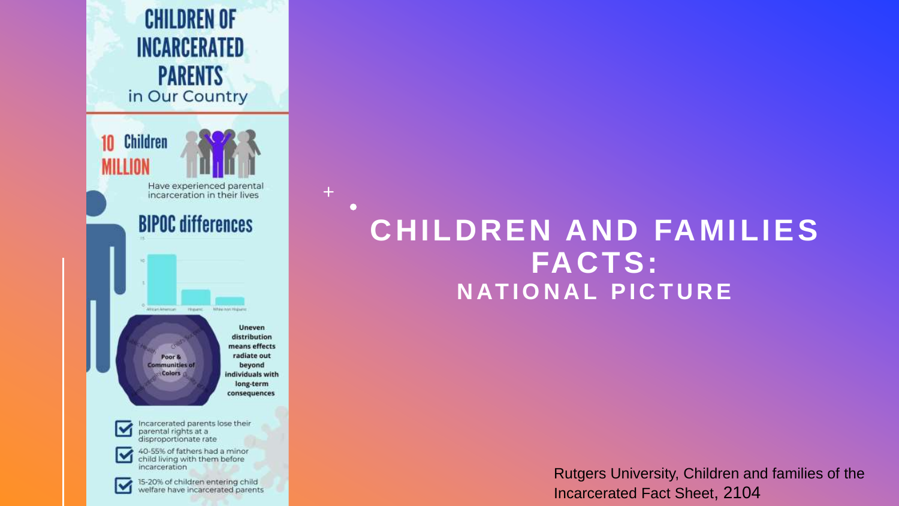# CHILDREN OF INCARCERATED PARENTS

in Our Country

**10 MILLION Children**

Have experienced parental incarceration in their lives

## BIPOC differences

Uneven distribution means effects radiate out beyond individuals with long-term consequences

Poor & Communities of Colors

- Incarcerated parents lose their parental rights at a disproportionate rate
- 40-55% of fathers had a minor child living with them before incarceration
- 15-20% of children entering child welfare have incarcerated parents

# CHILDREN AND FAMILIES FACTS:

## NATIONAL PICTURE

Rutgers University, Children and families of the Incarcerated Fact Sheet, 2104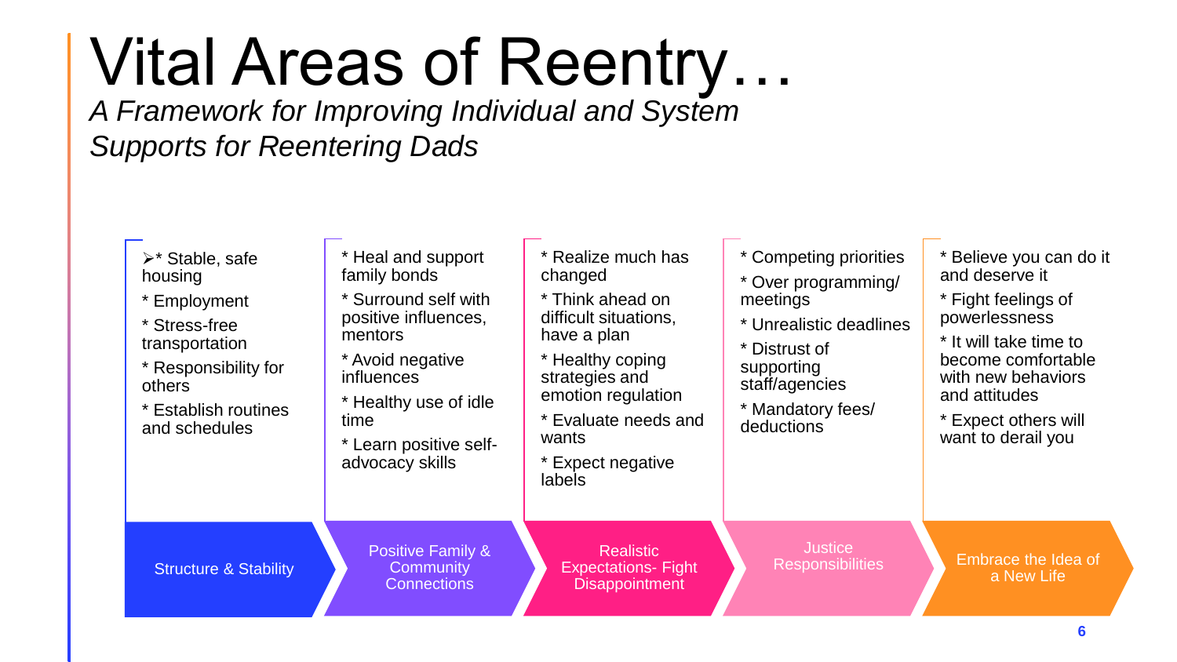# Vital Areas of Reentry…

*A Framework for Improving Individual and System Supports for Reentering Dads*

## Structure & Stability

- * Stable, safe housing
- * Employment
- * Stress-free transportation
- * Responsibility for others
- * Establish routines and schedules

## Positive Family & Community Connections

- * Heal and support family bonds
- * Surround self with positive influences, mentors
- * Avoid negative influences
- * Healthy use of idle time
- * Learn positive self-advocacy skills

## Realistic Expectations- Fight Disappointment

- * Realize much has changed
- * Think ahead on difficult situations, have a plan
- * Healthy coping strategies and emotion regulation
- * Evaluate needs and wants
- * Expect negative labels

## Justice Responsibilities

- * Competing priorities
- * Over programming/ meetings
- * Unrealistic deadlines
- * Distrust of supporting staff/agencies
- * Mandatory fees/ deductions

## Embrace the Idea of a New Life

- * Believe you can do it and deserve it
- * Fight feelings of powerlessness
- * It will take time to become comfortable with new behaviors and attitudes
- * Expect others will want to derail you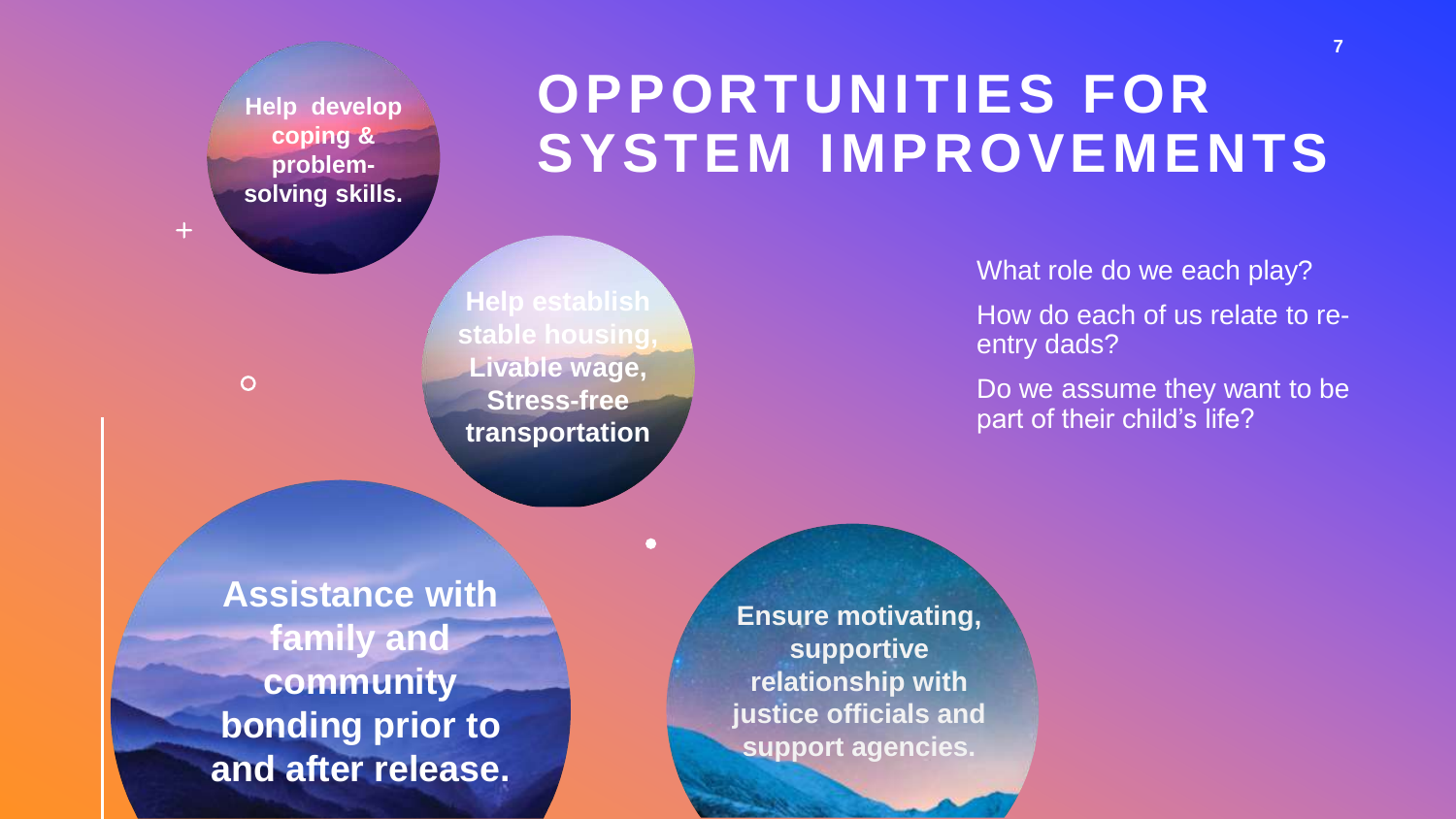# OPPORTUNITIES FOR SYSTEM IMPROVEMENTS

**Help develop coping & problem-solving skills.**

**Help establish stable housing, Livable wage, Stress-free transportation**

**Assistance with family and community bonding prior to and after release.**

**Ensure motivating, supportive relationship with justice officials and support agencies.**

What role do we each play?

How do each of us relate to re-entry dads?

Do we assume they want to be part of their child's life?